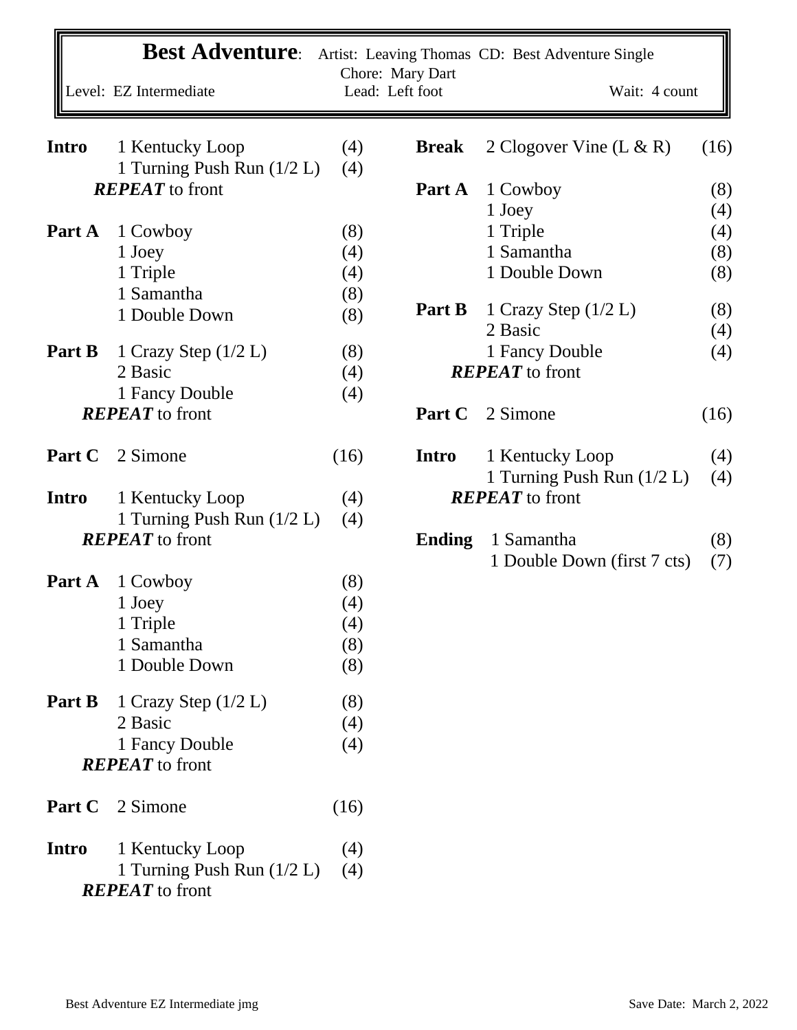# Best Adventure: Artist: Leaving Thomas CD: Best Adventure Single

Chore: Mary Dart

Level: EZ Intermediate | Lead: Left foot | Wait: 4 count

| | | |
|---|---|---|
| **Intro** | 1 Kentucky Loop | (4) |
| | 1 Turning Push Run (1/2 L) | (4) |
| | ***REPEAT*** to front | |
| **Part A** | 1 Cowboy | (8) |
| | 1 Joey | (4) |
| | 1 Triple | (4) |
| | 1 Samantha | (8) |
| | 1 Double Down | (8) |
| **Part B** | 1 Crazy Step (1/2 L) | (8) |
| | 2 Basic | (4) |
| | 1 Fancy Double | (4) |
| | ***REPEAT*** to front | |
| **Part C** | 2 Simone | (16) |
| **Intro** | 1 Kentucky Loop | (4) |
| | 1 Turning Push Run (1/2 L) | (4) |
| | ***REPEAT*** to front | |
| **Part A** | 1 Cowboy | (8) |
| | 1 Joey | (4) |
| | 1 Triple | (4) |
| | 1 Samantha | (8) |
| | 1 Double Down | (8) |
| **Part B** | 1 Crazy Step (1/2 L) | (8) |
| | 2 Basic | (4) |
| | 1 Fancy Double | (4) |
| | ***REPEAT*** to front | |
| **Part C** | 2 Simone | (16) |
| **Intro** | 1 Kentucky Loop | (4) |
| | 1 Turning Push Run (1/2 L) | (4) |
| | ***REPEAT*** to front | |
| **Break** | 2 Clogover Vine (L & R) | (16) |
| **Part A** | 1 Cowboy | (8) |
| | 1 Joey | (4) |
| | 1 Triple | (4) |
| | 1 Samantha | (8) |
| | 1 Double Down | (8) |
| **Part B** | 1 Crazy Step (1/2 L) | (8) |
| | 2 Basic | (4) |
| | 1 Fancy Double | (4) |
| | ***REPEAT*** to front | |
| **Part C** | 2 Simone | (16) |
| **Intro** | 1 Kentucky Loop | (4) |
| | 1 Turning Push Run (1/2 L) | (4) |
| | ***REPEAT*** to front | |
| **Ending** | 1 Samantha | (8) |
| | 1 Double Down (first 7 cts) | (7) |

Best Adventure EZ Intermediate jmg — Save Date: March 2, 2022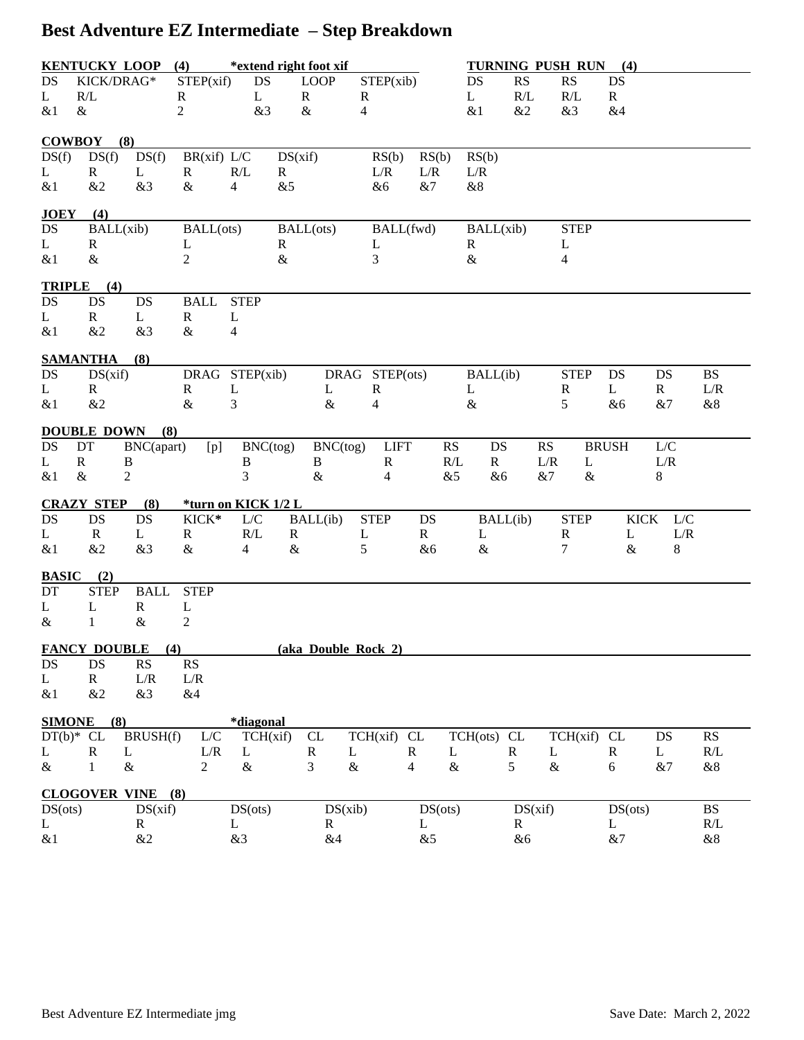# Best Adventure EZ Intermediate – Step Breakdown

**KENTUCKY LOOP (4)** *extend right foot xif

| | | | | | | |
|---|---|---|---|---|---|---|
| DS | KICK/DRAG* | STEP(xif) | DS | LOOP | STEP(xib) |
| L | R/L | R | L | R | R |
| &1 | & | 2 | &3 | & | 4 |

**TURNING PUSH RUN (4)**

| | | | |
|---|---|---|---|
| DS | RS | RS | DS |
| L | R/L | R/L | R |
| &1 | &2 | &3 | &4 |

**COWBOY (8)**

| | | | | | | | | |
|---|---|---|---|---|---|---|---|---|
| DS(f) | DS(f) | DS(f) | BR(xif) | L/C | DS(xif) | RS(b) | RS(b) | RS(b) |
| L | R | L | R | R/L | R | L/R | L/R | L/R |
| &1 | &2 | &3 | & | 4 | &5 | &6 | &7 | &8 |

**JOEY (4)**

| | | | | | | |
|---|---|---|---|---|---|---|
| DS | BALL(xib) | BALL(ots) | BALL(ots) | BALL(fwd) | BALL(xib) | STEP |
| L | R | L | R | L | R | L |
| &1 | & | 2 | & | 3 | & | 4 |

**TRIPLE (4)**

| | | | | |
|---|---|---|---|---|
| DS | DS | DS | BALL | STEP |
| L | R | L | R | L |
| &1 | &2 | &3 | & | 4 |

**SAMANTHA (8)**

| | | | | | | | | | | |
|---|---|---|---|---|---|---|---|---|---|---|
| DS | DS(xif) | DRAG | STEP(xib) | DRAG | STEP(ots) | BALL(ib) | STEP | DS | DS | BS |
| L | R | R | L | L | R | L | R | L | R | L/R |
| &1 | &2 | & | 3 | & | 4 | & | 5 | &6 | &7 | &8 |

**DOUBLE DOWN (8)**

| | | | | | | | | | | | |
|---|---|---|---|---|---|---|---|---|---|---|---|
| DS | DT | BNC(apart) | [p] | BNC(tog) | BNC(tog) | LIFT | RS | DS | RS | BRUSH | L/C |
| L | R | B | | B | B | R | R/L | R | L/R | L | L/R |
| &1 | & | 2 | | 3 | & | 4 | &5 | &6 | &7 | & | 8 |

**CRAZY STEP (8)** *turn on KICK 1/2 L

| | | | | | | | | | | | |
|---|---|---|---|---|---|---|---|---|---|---|---|
| DS | DS | DS | KICK* | L/C | BALL(ib) | STEP | DS | BALL(ib) | STEP | KICK | L/C |
| L | R | L | R | R/L | R | L | R | L | R | L | L/R |
| &1 | &2 | &3 | & | 4 | & | 5 | &6 | & | 7 | & | 8 |

**BASIC (2)**

| | | | |
|---|---|---|---|
| DT | STEP | BALL | STEP |
| L | L | R | L |
| & | 1 | & | 2 |

**FANCY DOUBLE (4)** (aka Double Rock 2)

| | | | |
|---|---|---|---|
| DS | DS | RS | RS |
| L | R | L/R | L/R |
| &1 | &2 | &3 | &4 |

**SIMONE (8)** *diagonal

| | | | | | | | | | | | | | | |
|---|---|---|---|---|---|---|---|---|---|---|---|---|---|---|
| DT(b)* | CL | BRUSH(f) | L/C | TCH(xif) | CL | TCH(xif) | CL | TCH(ots) | CL | TCH(xif) | CL | DS | RS |
| L | R | L | L/R | L | R | L | R | L | R | L | R | L | R/L |
| & | 1 | & | 2 | & | 3 | & | 4 | & | 5 | & | 6 | &7 | &8 |

**CLOGOVER VINE (8)**

| | | | | | | | |
|---|---|---|---|---|---|---|---|
| DS(ots) | DS(xif) | DS(ots) | DS(xib) | DS(ots) | DS(xif) | DS(ots) | BS |
| L | R | L | R | L | R | L | R/L |
| &1 | &2 | &3 | &4 | &5 | &6 | &7 | &8 |

Best Adventure EZ Intermediate jmg  Save Date: March 2, 2022